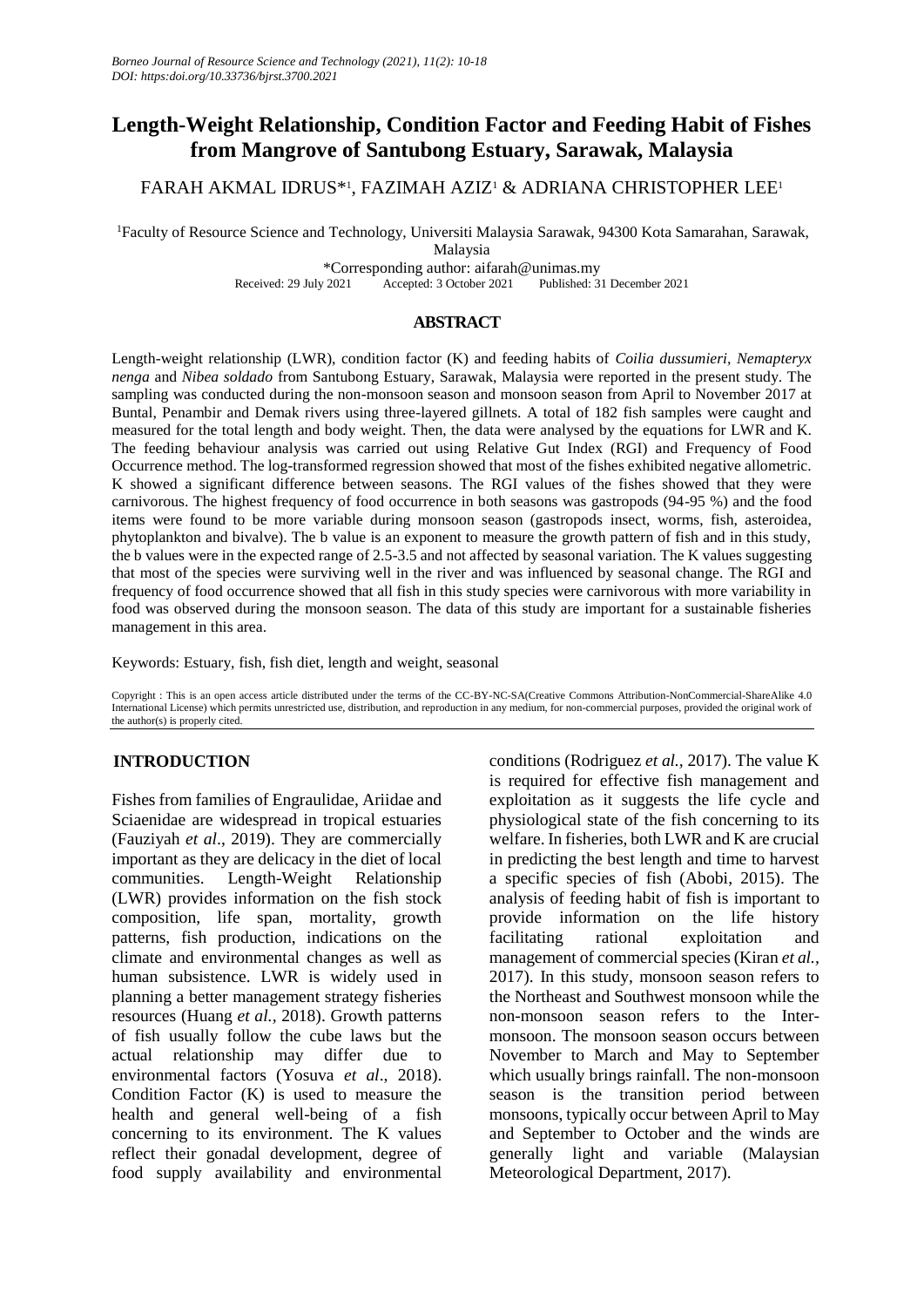# Length-Weight Relationship, Condition Factor and Feeding Habit of Fishes from Mangrove of Santubong Estuary, Sarawak, Malaysia

FARAH AKMAL IDRUS*[1], FAZIMAH AZIZ[1] & ADRIANA CHRISTOPHER LEE[1]

[1]Faculty of Resource Science and Technology, Universiti Malaysia Sarawak, 94300 Kota Samarahan, Sarawak, Malaysia

*Corresponding author: aifarah@unimas.my

Received: 29 July 2021 Accepted: 3 October 2021 Published: 31 December 2021

## ABSTRACT

Length-weight relationship (LWR), condition factor (K) and feeding habits of *Coilia dussumieri*, *Nemapteryx nenga* and *Nibea soldado* from Santubong Estuary, Sarawak, Malaysia were reported in the present study. The sampling was conducted during the non-monsoon season and monsoon season from April to November 2017 at Buntal, Penambir and Demak rivers using three-layered gillnets. A total of 182 fish samples were caught and measured for the total length and body weight. Then, the data were analysed by the equations for LWR and K. The feeding behaviour analysis was carried out using Relative Gut Index (RGI) and Frequency of Food Occurrence method. The log-transformed regression showed that most of the fishes exhibited negative allometric. K showed a significant difference between seasons. The RGI values of the fishes showed that they were carnivorous. The highest frequency of food occurrence in both seasons was gastropods (94-95 %) and the food items were found to be more variable during monsoon season (gastropods insect, worms, fish, asteroidea, phytoplankton and bivalve). The b value is an exponent to measure the growth pattern of fish and in this study, the b values were in the expected range of 2.5-3.5 and not affected by seasonal variation. The K values suggesting that most of the species were surviving well in the river and was influenced by seasonal change. The RGI and frequency of food occurrence showed that all fish in this study species were carnivorous with more variability in food was observed during the monsoon season. The data of this study are important for a sustainable fisheries management in this area.

Keywords: Estuary, fish, fish diet, length and weight, seasonal

Copyright : This is an open access article distributed under the terms of the CC-BY-NC-SA(Creative Commons Attribution-NonCommercial-ShareAlike 4.0 International License) which permits unrestricted use, distribution, and reproduction in any medium, for non-commercial purposes, provided the original work of the author(s) is properly cited.

## INTRODUCTION

Fishes from families of Engraulidae, Ariidae and Sciaenidae are widespread in tropical estuaries (Fauziyah *et al*., 2019). They are commercially important as they are delicacy in the diet of local communities. Length-Weight Relationship (LWR) provides information on the fish stock composition, life span, mortality, growth patterns, fish production, indications on the climate and environmental changes as well as human subsistence. LWR is widely used in planning a better management strategy fisheries resources (Huang *et al.*, 2018). Growth patterns of fish usually follow the cube laws but the actual relationship may differ due to environmental factors (Yosuva *et al*., 2018). Condition Factor (K) is used to measure the health and general well-being of a fish concerning to its environment. The K values reflect their gonadal development, degree of food supply availability and environmental conditions (Rodriguez *et al.*, 2017). The value K is required for effective fish management and exploitation as it suggests the life cycle and physiological state of the fish concerning to its welfare. In fisheries, both LWR and K are crucial in predicting the best length and time to harvest a specific species of fish (Abobi, 2015). The analysis of feeding habit of fish is important to provide information on the life history facilitating rational exploitation and management of commercial species (Kiran *et al.*, 2017). In this study, monsoon season refers to the Northeast and Southwest monsoon while the non-monsoon season refers to the Inter-monsoon. The monsoon season occurs between November to March and May to September which usually brings rainfall. The non-monsoon season is the transition period between monsoons, typically occur between April to May and September to October and the winds are generally light and variable (Malaysian Meteorological Department, 2017).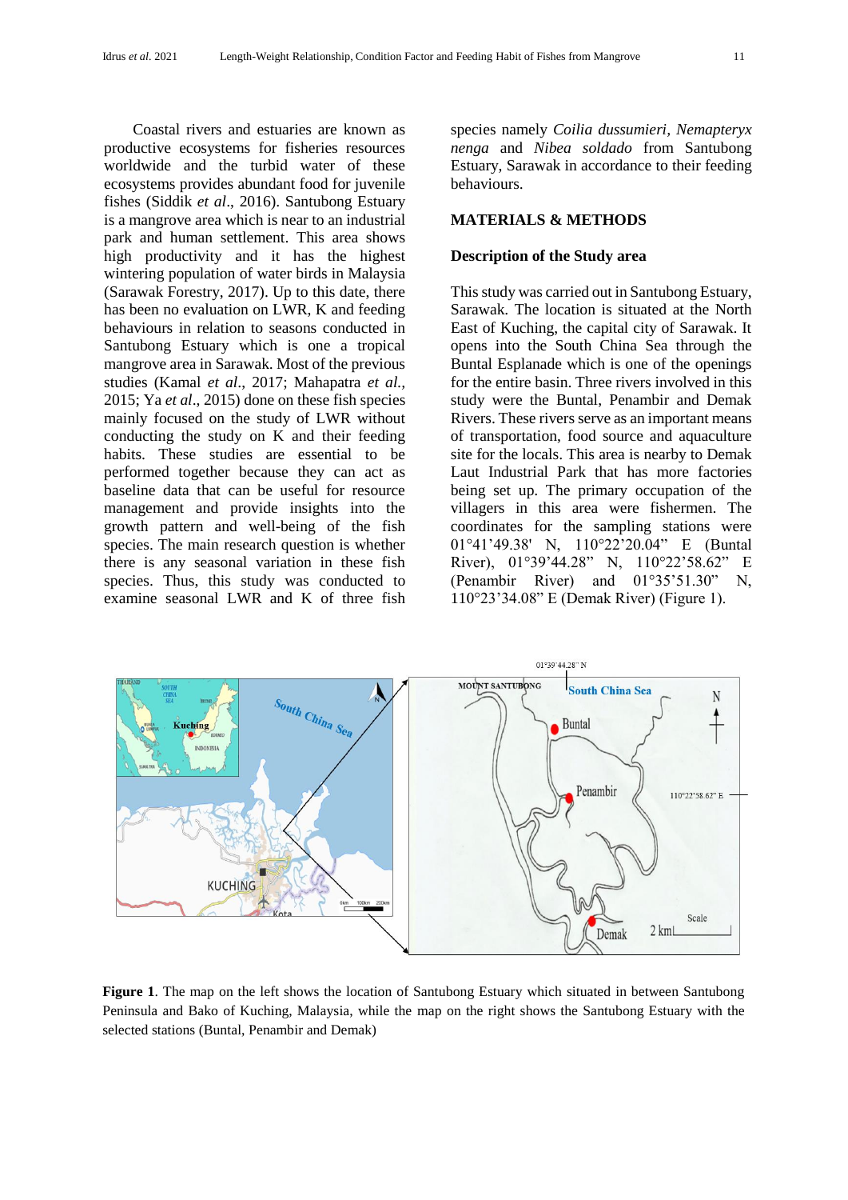Coastal rivers and estuaries are known as productive ecosystems for fisheries resources worldwide and the turbid water of these ecosystems provides abundant food for juvenile fishes (Siddik *et al*., 2016). Santubong Estuary is a mangrove area which is near to an industrial park and human settlement. This area shows high productivity and it has the highest wintering population of water birds in Malaysia (Sarawak Forestry, 2017). Up to this date, there has been no evaluation on LWR, K and feeding behaviours in relation to seasons conducted in Santubong Estuary which is one a tropical mangrove area in Sarawak. Most of the previous studies (Kamal *et al*., 2017; Mahapatra *et al.*, 2015; Ya *et al*., 2015) done on these fish species mainly focused on the study of LWR without conducting the study on K and their feeding habits. These studies are essential to be performed together because they can act as baseline data that can be useful for resource management and provide insights into the growth pattern and well-being of the fish species. The main research question is whether there is any seasonal variation in these fish species. Thus, this study was conducted to examine seasonal LWR and K of three fish species namely *Coilia dussumieri*, *Nemapteryx nenga* and *Nibea soldado* from Santubong Estuary, Sarawak in accordance to their feeding behaviours.

## MATERIALS & METHODS

### Description of the Study area

This study was carried out in Santubong Estuary, Sarawak. The location is situated at the North East of Kuching, the capital city of Sarawak. It opens into the South China Sea through the Buntal Esplanade which is one of the openings for the entire basin. Three rivers involved in this study were the Buntal, Penambir and Demak Rivers. These rivers serve as an important means of transportation, food source and aquaculture site for the locals. This area is nearby to Demak Laut Industrial Park that has more factories being set up. The primary occupation of the villagers in this area were fishermen. The coordinates for the sampling stations were 01°41'49.38' N, 110°22'20.04" E (Buntal River), 01°39'44.28" N, 110°22'58.62" E (Penambir River) and 01°35'51.30" N, 110°23'34.08" E (Demak River) (Figure 1).

**Figure 1**. The map on the left shows the location of Santubong Estuary which situated in between Santubong Peninsula and Bako of Kuching, Malaysia, while the map on the right shows the Santubong Estuary with the selected stations (Buntal, Penambir and Demak)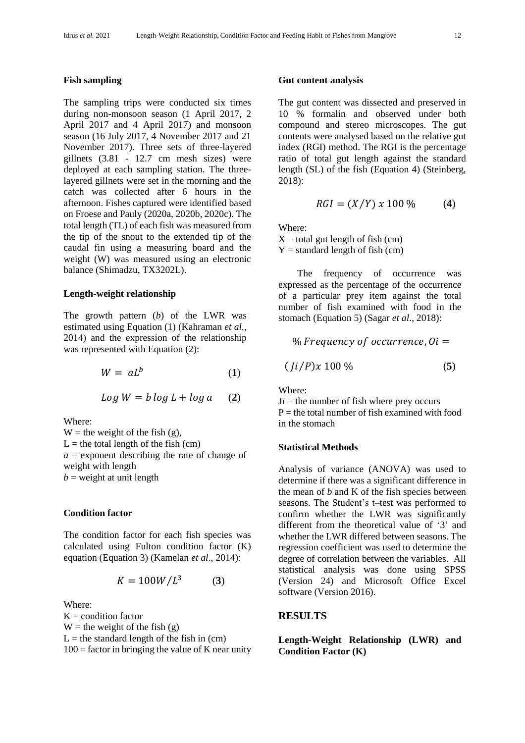### Fish sampling

The sampling trips were conducted six times during non-monsoon season (1 April 2017, 2 April 2017 and 4 April 2017) and monsoon season (16 July 2017, 4 November 2017 and 21 November 2017). Three sets of three-layered gillnets (3.81 - 12.7 cm mesh sizes) were deployed at each sampling station. The three-layered gillnets were set in the morning and the catch was collected after 6 hours in the afternoon. Fishes captured were identified based on Froese and Pauly (2020a, 2020b, 2020c). The total length (TL) of each fish was measured from the tip of the snout to the extended tip of the caudal fin using a measuring board and the weight (W) was measured using an electronic balance (Shimadzu, TX3202L).

### Length-weight relationship

The growth pattern ($b$) of the LWR was estimated using Equation (1) (Kahraman *et al*., 2014) and the expression of the relationship was represented with Equation (2):

$$W = aL^b \qquad (\mathbf{1})$$

$$Log\ W = b\ log\ L + log\ a \qquad (\mathbf{2})$$

Where:
W = the weight of the fish (g),
L = the total length of the fish (cm)
$a$ = exponent describing the rate of change of weight with length
$b$ = weight at unit length

### Condition factor

The condition factor for each fish species was calculated using Fulton condition factor (K) equation (Equation 3) (Kamelan *et al*., 2014):

$$K = 100W/L^3 \qquad (\mathbf{3})$$

Where:
K = condition factor
W = the weight of the fish (g)
L = the standard length of the fish in (cm)
100 = factor in bringing the value of K near unity

### Gut content analysis

The gut content was dissected and preserved in 10 % formalin and observed under both compound and stereo microscopes. The gut contents were analysed based on the relative gut index (RGI) method. The RGI is the percentage ratio of total gut length against the standard length (SL) of the fish (Equation 4) (Steinberg, 2018):

$$RGI = (X/Y)\ x\ 100\ \% \qquad (\mathbf{4})$$

Where:
X = total gut length of fish (cm)
Y = standard length of fish (cm)

The frequency of occurrence was expressed as the percentage of the occurrence of a particular prey item against the total number of fish examined with food in the stomach (Equation 5) (Sagar *et al*., 2018):

$$\%\ Frequency\ of\ occurrence,\ Oi = (Ji/P) x\ 100\ \% \qquad (\mathbf{5})$$

Where:
J$i$ = the number of fish where prey occurs
P = the total number of fish examined with food in the stomach

### Statistical Methods

Analysis of variance (ANOVA) was used to determine if there was a significant difference in the mean of $b$ and K of the fish species between seasons. The Student's t–test was performed to confirm whether the LWR was significantly different from the theoretical value of '3' and whether the LWR differed between seasons. The regression coefficient was used to determine the degree of correlation between the variables. All statistical analysis was done using SPSS (Version 24) and Microsoft Office Excel software (Version 2016).

## RESULTS

### Length-Weight Relationship (LWR) and Condition Factor (K)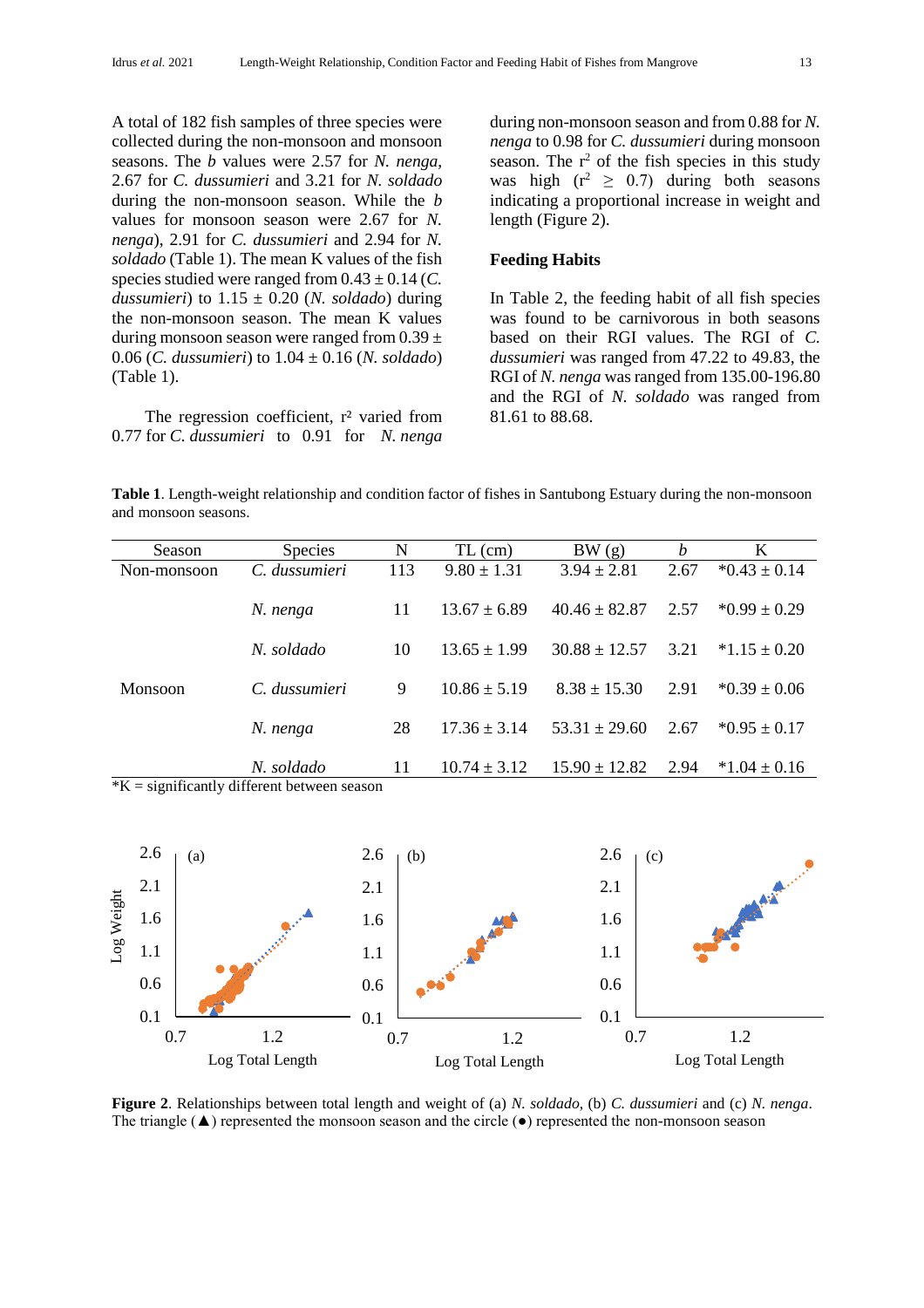A total of 182 fish samples of three species were collected during the non-monsoon and monsoon seasons. The *b* values were 2.57 for *N. nenga*, 2.67 for *C. dussumieri* and 3.21 for *N. soldado* during the non-monsoon season. While the *b* values for monsoon season were 2.67 for *N. nenga*), 2.91 for *C. dussumieri* and 2.94 for *N. soldado* (Table 1). The mean K values of the fish species studied were ranged from 0.43 ± 0.14 (*C. dussumieri*) to 1.15 ± 0.20 (*N. soldado*) during the non-monsoon season. The mean K values during monsoon season were ranged from 0.39 ± 0.06 (*C. dussumieri*) to 1.04 ± 0.16 (*N. soldado*) (Table 1).

The regression coefficient, $r^2$ varied from 0.77 for *C. dussumieri* to 0.91 for *N. nenga* during non-monsoon season and from 0.88 for *N. nenga* to 0.98 for *C. dussumieri* during monsoon season. The $r^2$ of the fish species in this study was high ($r^2 \geq 0.7$) during both seasons indicating a proportional increase in weight and length (Figure 2).

## Feeding Habits

In Table 2, the feeding habit of all fish species was found to be carnivorous in both seasons based on their RGI values. The RGI of *C. dussumieri* was ranged from 47.22 to 49.83, the RGI of *N. nenga* was ranged from 135.00-196.80 and the RGI of *N. soldado* was ranged from 81.61 to 88.68.

**Table 1**. Length-weight relationship and condition factor of fishes in Santubong Estuary during the non-monsoon and monsoon seasons.

| Season | Species | N | TL (cm) | BW (g) | *b* | K |
|---|---|---|---|---|---|---|
| Non-monsoon | *C. dussumieri* | 113 | 9.80 ± 1.31 | 3.94 ± 2.81 | 2.67 | *0.43 ± 0.14 |
| | *N. nenga* | 11 | 13.67 ± 6.89 | 40.46 ± 82.87 | 2.57 | *0.99 ± 0.29 |
| | *N. soldado* | 10 | 13.65 ± 1.99 | 30.88 ± 12.57 | 3.21 | *1.15 ± 0.20 |
| Monsoon | *C. dussumieri* | 9 | 10.86 ± 5.19 | 8.38 ± 15.30 | 2.91 | *0.39 ± 0.06 |
| | *N. nenga* | 28 | 17.36 ± 3.14 | 53.31 ± 29.60 | 2.67 | *0.95 ± 0.17 |
| | *N. soldado* | 11 | 10.74 ± 3.12 | 15.90 ± 12.82 | 2.94 | *1.04 ± 0.16 |

*K = significantly different between season

**Figure 2**. Relationships between total length and weight of (a) *N. soldado*, (b) *C. dussumieri* and (c) *N. nenga*. The triangle (▲) represented the monsoon season and the circle (●) represented the non-monsoon season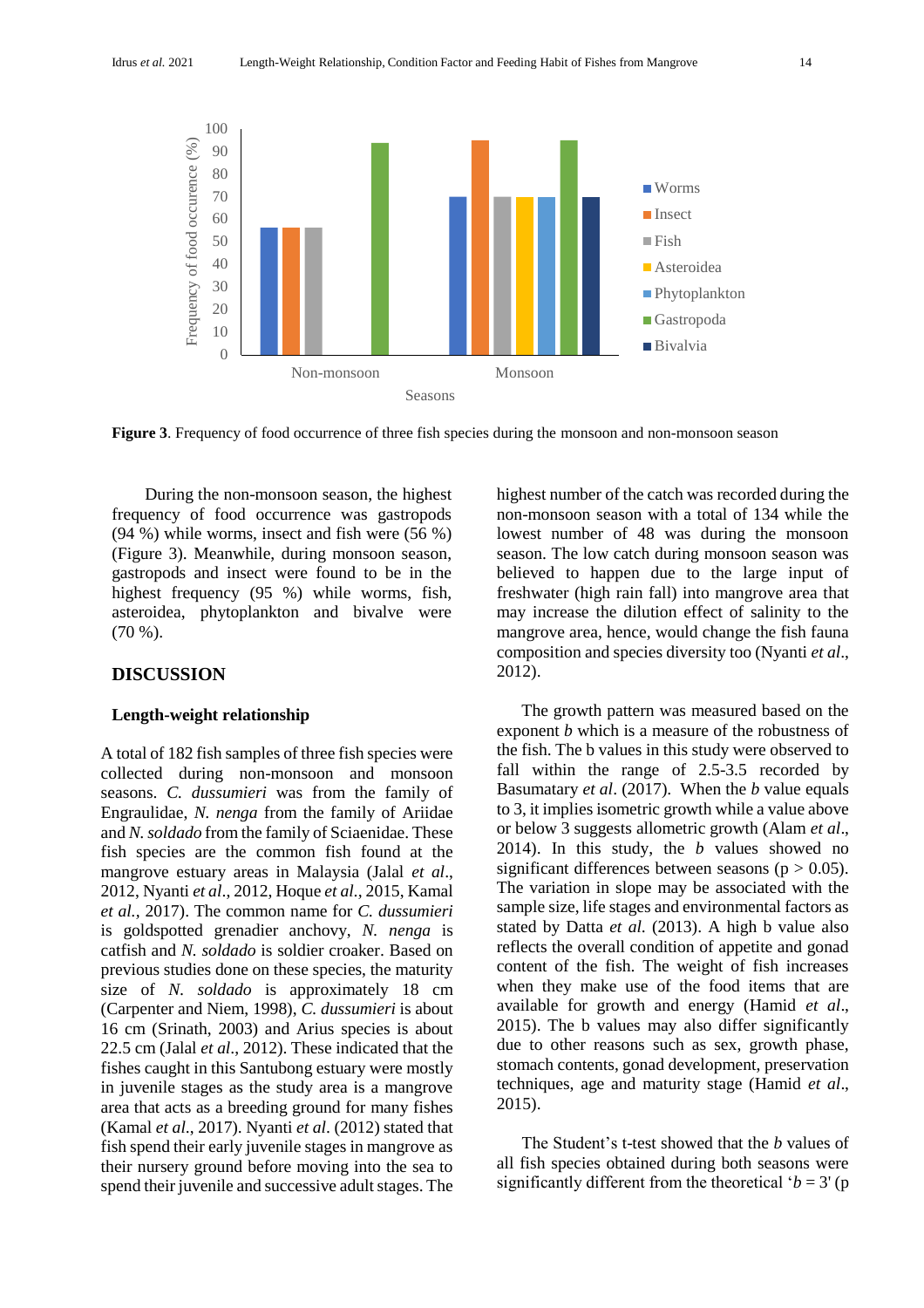**Figure 3**. Frequency of food occurrence of three fish species during the monsoon and non-monsoon season

During the non-monsoon season, the highest frequency of food occurrence was gastropods (94 %) while worms, insect and fish were (56 %) (Figure 3). Meanwhile, during monsoon season, gastropods and insect were found to be in the highest frequency (95 %) while worms, fish, asteroidea, phytoplankton and bivalve were (70 %).

## DISCUSSION

### Length-weight relationship

A total of 182 fish samples of three fish species were collected during non-monsoon and monsoon seasons. *C. dussumieri* was from the family of Engraulidae, *N. nenga* from the family of Ariidae and *N. soldado* from the family of Sciaenidae. These fish species are the common fish found at the mangrove estuary areas in Malaysia (Jalal *et al*., 2012, Nyanti *et al*., 2012, Hoque *et al*., 2015, Kamal *et al.*, 2017). The common name for *C. dussumieri* is goldspotted grenadier anchovy, *N. nenga* is catfish and *N. soldado* is soldier croaker. Based on previous studies done on these species, the maturity size of *N. soldado* is approximately 18 cm (Carpenter and Niem, 1998), *C. dussumieri* is about 16 cm (Srinath, 2003) and Arius species is about 22.5 cm (Jalal *et al*., 2012). These indicated that the fishes caught in this Santubong estuary were mostly in juvenile stages as the study area is a mangrove area that acts as a breeding ground for many fishes (Kamal *et al*., 2017). Nyanti *et al*. (2012) stated that fish spend their early juvenile stages in mangrove as their nursery ground before moving into the sea to spend their juvenile and successive adult stages. The highest number of the catch was recorded during the non-monsoon season with a total of 134 while the lowest number of 48 was during the monsoon season. The low catch during monsoon season was believed to happen due to the large input of freshwater (high rain fall) into mangrove area that may increase the dilution effect of salinity to the mangrove area, hence, would change the fish fauna composition and species diversity too (Nyanti *et al*., 2012).

The growth pattern was measured based on the exponent *b* which is a measure of the robustness of the fish. The b values in this study were observed to fall within the range of 2.5-3.5 recorded by Basumatary *et al*. (2017). When the *b* value equals to 3, it implies isometric growth while a value above or below 3 suggests allometric growth (Alam *et al*., 2014). In this study, the *b* values showed no significant differences between seasons ($p > 0.05$). The variation in slope may be associated with the sample size, life stages and environmental factors as stated by Datta *et al.* (2013). A high b value also reflects the overall condition of appetite and gonad content of the fish. The weight of fish increases when they make use of the food items that are available for growth and energy (Hamid *et al*., 2015). The b values may also differ significantly due to other reasons such as sex, growth phase, stomach contents, gonad development, preservation techniques, age and maturity stage (Hamid *et al*., 2015).

The Student's t-test showed that the *b* values of all fish species obtained during both seasons were significantly different from the theoretical '$b = 3$' (p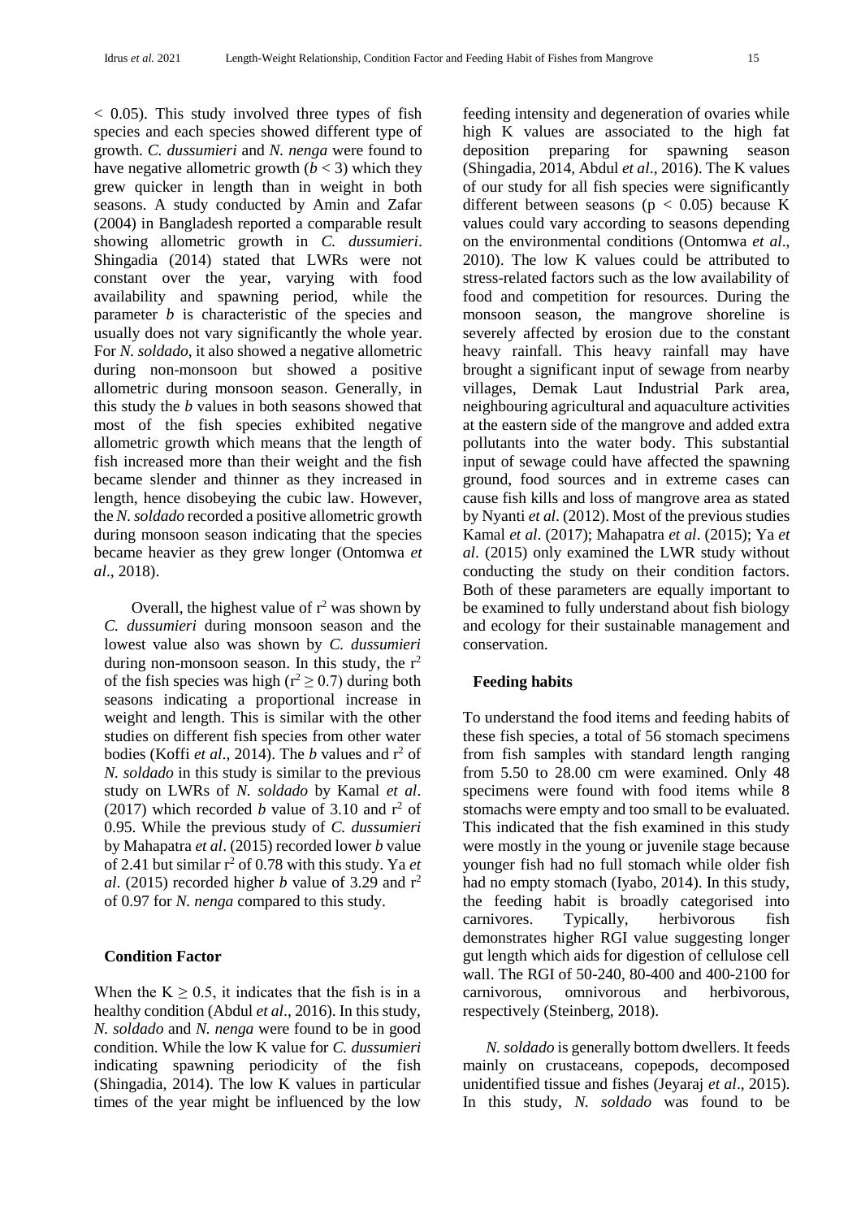< 0.05). This study involved three types of fish species and each species showed different type of growth. *C. dussumieri* and *N. nenga* were found to have negative allometric growth ($b < 3$) which they grew quicker in length than in weight in both seasons. A study conducted by Amin and Zafar (2004) in Bangladesh reported a comparable result showing allometric growth in *C. dussumieri*. Shingadia (2014) stated that LWRs were not constant over the year, varying with food availability and spawning period, while the parameter *b* is characteristic of the species and usually does not vary significantly the whole year. For *N. soldado*, it also showed a negative allometric during non-monsoon but showed a positive allometric during monsoon season. Generally, in this study the *b* values in both seasons showed that most of the fish species exhibited negative allometric growth which means that the length of fish increased more than their weight and the fish became slender and thinner as they increased in length, hence disobeying the cubic law. However, the *N. soldado* recorded a positive allometric growth during monsoon season indicating that the species became heavier as they grew longer (Ontomwa *et al*., 2018).

Overall, the highest value of $r^2$ was shown by *C. dussumieri* during monsoon season and the lowest value also was shown by *C. dussumieri* during non-monsoon season. In this study, the $r^2$ of the fish species was high ($r^2 \geq 0.7$) during both seasons indicating a proportional increase in weight and length. This is similar with the other studies on different fish species from other water bodies (Koffi *et al*., 2014). The *b* values and $r^2$ of *N. soldado* in this study is similar to the previous study on LWRs of *N. soldado* by Kamal *et al*. (2017) which recorded *b* value of 3.10 and $r^2$ of 0.95. While the previous study of *C. dussumieri* by Mahapatra *et al*. (2015) recorded lower *b* value of 2.41 but similar $r^2$ of 0.78 with this study. Ya *et al*. (2015) recorded higher *b* value of 3.29 and $r^2$ of 0.97 for *N. nenga* compared to this study.

## Condition Factor

When the $K \geq 0.5$, it indicates that the fish is in a healthy condition (Abdul *et al*., 2016). In this study, *N. soldado* and *N. nenga* were found to be in good condition. While the low K value for *C. dussumieri* indicating spawning periodicity of the fish (Shingadia, 2014). The low K values in particular times of the year might be influenced by the low feeding intensity and degeneration of ovaries while high K values are associated to the high fat deposition preparing for spawning season (Shingadia, 2014, Abdul *et al*., 2016). The K values of our study for all fish species were significantly different between seasons ($p < 0.05$) because K values could vary according to seasons depending on the environmental conditions (Ontomwa *et al*., 2010). The low K values could be attributed to stress-related factors such as the low availability of food and competition for resources. During the monsoon season, the mangrove shoreline is severely affected by erosion due to the constant heavy rainfall. This heavy rainfall may have brought a significant input of sewage from nearby villages, Demak Laut Industrial Park area, neighbouring agricultural and aquaculture activities at the eastern side of the mangrove and added extra pollutants into the water body. This substantial input of sewage could have affected the spawning ground, food sources and in extreme cases can cause fish kills and loss of mangrove area as stated by Nyanti *et al*. (2012). Most of the previous studies Kamal *et al*. (2017); Mahapatra *et al*. (2015); Ya *et al*. (2015) only examined the LWR study without conducting the study on their condition factors. Both of these parameters are equally important to be examined to fully understand about fish biology and ecology for their sustainable management and conservation.

## Feeding habits

To understand the food items and feeding habits of these fish species, a total of 56 stomach specimens from fish samples with standard length ranging from 5.50 to 28.00 cm were examined. Only 48 specimens were found with food items while 8 stomachs were empty and too small to be evaluated. This indicated that the fish examined in this study were mostly in the young or juvenile stage because younger fish had no full stomach while older fish had no empty stomach (Iyabo, 2014). In this study, the feeding habit is broadly categorised into carnivores. Typically, herbivorous fish demonstrates higher RGI value suggesting longer gut length which aids for digestion of cellulose cell wall. The RGI of 50-240, 80-400 and 400-2100 for carnivorous, omnivorous and herbivorous, respectively (Steinberg, 2018).

*N. soldado* is generally bottom dwellers. It feeds mainly on crustaceans, copepods, decomposed unidentified tissue and fishes (Jeyaraj *et al*., 2015). In this study, *N. soldado* was found to be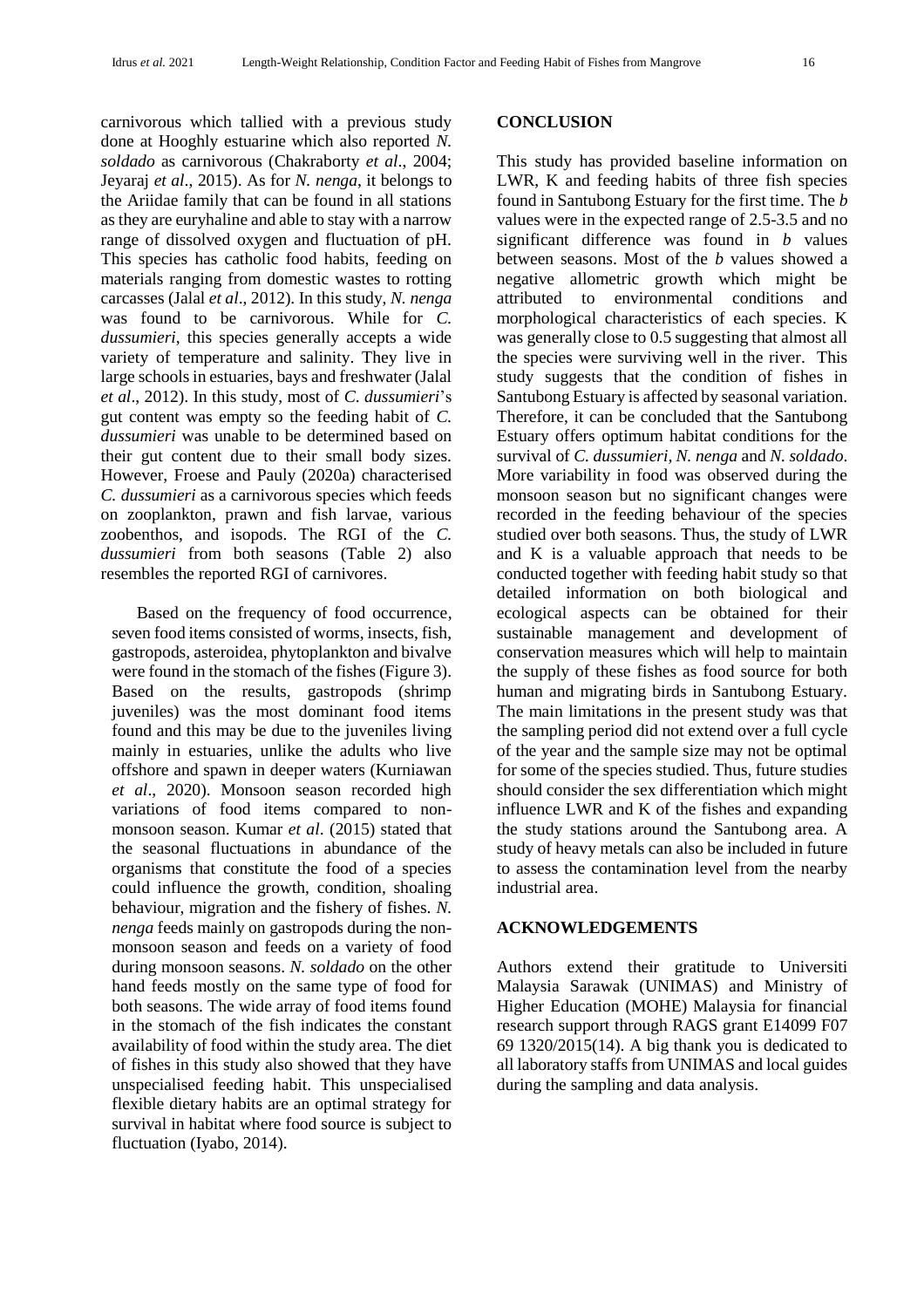carnivorous which tallied with a previous study done at Hooghly estuarine which also reported *N. soldado* as carnivorous (Chakraborty *et al*., 2004; Jeyaraj *et al*., 2015). As for *N. nenga*, it belongs to the Ariidae family that can be found in all stations as they are euryhaline and able to stay with a narrow range of dissolved oxygen and fluctuation of pH. This species has catholic food habits, feeding on materials ranging from domestic wastes to rotting carcasses (Jalal *et al*., 2012). In this study, *N. nenga* was found to be carnivorous. While for *C. dussumieri*, this species generally accepts a wide variety of temperature and salinity. They live in large schools in estuaries, bays and freshwater (Jalal *et al*., 2012). In this study, most of *C. dussumieri*'s gut content was empty so the feeding habit of *C. dussumieri* was unable to be determined based on their gut content due to their small body sizes. However, Froese and Pauly (2020a) characterised *C. dussumieri* as a carnivorous species which feeds on zooplankton, prawn and fish larvae, various zoobenthos, and isopods. The RGI of the *C. dussumieri* from both seasons (Table 2) also resembles the reported RGI of carnivores.

Based on the frequency of food occurrence, seven food items consisted of worms, insects, fish, gastropods, asteroidea, phytoplankton and bivalve were found in the stomach of the fishes (Figure 3). Based on the results, gastropods (shrimp juveniles) was the most dominant food items found and this may be due to the juveniles living mainly in estuaries, unlike the adults who live offshore and spawn in deeper waters (Kurniawan *et al*., 2020). Monsoon season recorded high variations of food items compared to non-monsoon season. Kumar *et al*. (2015) stated that the seasonal fluctuations in abundance of the organisms that constitute the food of a species could influence the growth, condition, shoaling behaviour, migration and the fishery of fishes. *N. nenga* feeds mainly on gastropods during the non-monsoon season and feeds on a variety of food during monsoon seasons. *N. soldado* on the other hand feeds mostly on the same type of food for both seasons. The wide array of food items found in the stomach of the fish indicates the constant availability of food within the study area. The diet of fishes in this study also showed that they have unspecialised feeding habit. This unspecialised flexible dietary habits are an optimal strategy for survival in habitat where food source is subject to fluctuation (Iyabo, 2014).

## CONCLUSION

This study has provided baseline information on LWR, K and feeding habits of three fish species found in Santubong Estuary for the first time. The *b* values were in the expected range of 2.5-3.5 and no significant difference was found in *b* values between seasons. Most of the *b* values showed a negative allometric growth which might be attributed to environmental conditions and morphological characteristics of each species. K was generally close to 0.5 suggesting that almost all the species were surviving well in the river. This study suggests that the condition of fishes in Santubong Estuary is affected by seasonal variation. Therefore, it can be concluded that the Santubong Estuary offers optimum habitat conditions for the survival of *C. dussumieri*, *N. nenga* and *N. soldado*. More variability in food was observed during the monsoon season but no significant changes were recorded in the feeding behaviour of the species studied over both seasons. Thus, the study of LWR and K is a valuable approach that needs to be conducted together with feeding habit study so that detailed information on both biological and ecological aspects can be obtained for their sustainable management and development of conservation measures which will help to maintain the supply of these fishes as food source for both human and migrating birds in Santubong Estuary. The main limitations in the present study was that the sampling period did not extend over a full cycle of the year and the sample size may not be optimal for some of the species studied. Thus, future studies should consider the sex differentiation which might influence LWR and K of the fishes and expanding the study stations around the Santubong area. A study of heavy metals can also be included in future to assess the contamination level from the nearby industrial area.

## ACKNOWLEDGEMENTS

Authors extend their gratitude to Universiti Malaysia Sarawak (UNIMAS) and Ministry of Higher Education (MOHE) Malaysia for financial research support through RAGS grant E14099 F07 69 1320/2015(14). A big thank you is dedicated to all laboratory staffs from UNIMAS and local guides during the sampling and data analysis.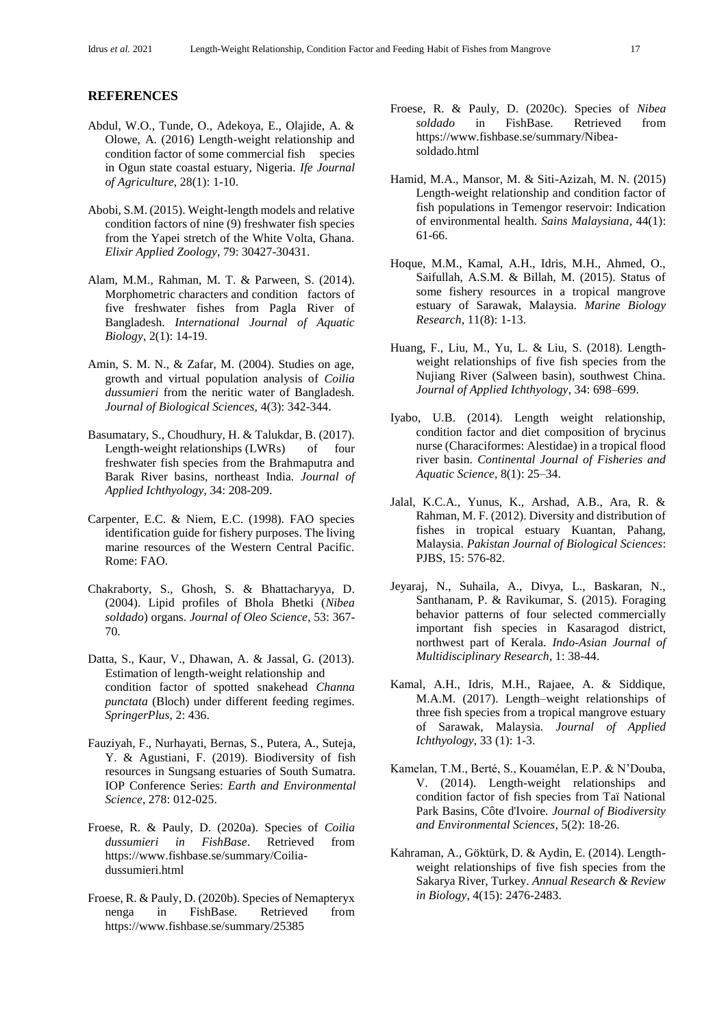## REFERENCES

Abdul, W.O., Tunde, O., Adekoya, E., Olajide, A. & Olowe, A. (2016) Length-weight relationship and condition factor of some commercial fish species in Ogun state coastal estuary, Nigeria. *Ife Journal of Agriculture*, 28(1): 1-10.

Abobi, S.M. (2015). Weight-length models and relative condition factors of nine (9) freshwater fish species from the Yapei stretch of the White Volta, Ghana. *Elixir Applied Zoology*, 79: 30427-30431.

Alam, M.M., Rahman, M. T. & Parween, S. (2014). Morphometric characters and condition factors of five freshwater fishes from Pagla River of Bangladesh. *International Journal of Aquatic Biology*, 2(1): 14-19.

Amin, S. M. N., & Zafar, M. (2004). Studies on age, growth and virtual population analysis of *Coilia dussumieri* from the neritic water of Bangladesh. *Journal of Biological Sciences,* 4(3): 342-344.

Basumatary, S., Choudhury, H. & Talukdar, B. (2017). Length-weight relationships (LWRs) of four freshwater fish species from the Brahmaputra and Barak River basins, northeast India. *Journal of Applied Ichthyology*, 34: 208-209.

Carpenter, E.C. & Niem, E.C. (1998). FAO species identification guide for fishery purposes. The living marine resources of the Western Central Pacific. Rome: FAO.

Chakraborty, S., Ghosh, S. & Bhattacharyya, D. (2004). Lipid profiles of Bhola Bhetki (*Nibea soldado*) organs. *Journal of Oleo Science*, 53: 367-70.

Datta, S., Kaur, V., Dhawan, A. & Jassal, G. (2013). Estimation of length-weight relationship and condition factor of spotted snakehead *Channa punctata* (Bloch) under different feeding regimes. *SpringerPlus*, 2: 436.

Fauziyah, F., Nurhayati, Bernas, S., Putera, A., Suteja, Y. & Agustiani, F. (2019). Biodiversity of fish resources in Sungsang estuaries of South Sumatra. IOP Conference Series: *Earth and Environmental Science*, 278: 012-025.

Froese, R. & Pauly, D. (2020a). Species of *Coilia dussumieri in FishBase*. Retrieved from https://www.fishbase.se/summary/Coilia-dussumieri.html

Froese, R. & Pauly, D. (2020b). Species of Nemapteryx nenga in FishBase. Retrieved from https://www.fishbase.se/summary/25385

Froese, R. & Pauly, D. (2020c). Species of *Nibea soldado* in FishBase. Retrieved from https://www.fishbase.se/summary/Nibea-soldado.html

Hamid, M.A., Mansor, M. & Siti-Azizah, M. N. (2015) Length-weight relationship and condition factor of fish populations in Temengor reservoir: Indication of environmental health. *Sains Malaysiana*, 44(1): 61-66.

Hoque, M.M., Kamal, A.H., Idris, M.H., Ahmed, O., Saifullah, A.S.M. & Billah, M. (2015). Status of some fishery resources in a tropical mangrove estuary of Sarawak, Malaysia. *Marine Biology Research*, 11(8): 1-13.

Huang, F., Liu, M., Yu, L. & Liu, S. (2018). Length-weight relationships of five fish species from the Nujiang River (Salween basin), southwest China. *Journal of Applied Ichthyology*, 34: 698–699.

Iyabo, U.B. (2014). Length weight relationship, condition factor and diet composition of brycinus nurse (Characiformes: Alestidae) in a tropical flood river basin. *Continental Journal of Fisheries and Aquatic Science*, 8(1): 25–34.

Jalal, K.C.A., Yunus, K., Arshad, A.B., Ara, R. & Rahman, M. F. (2012). Diversity and distribution of fishes in tropical estuary Kuantan, Pahang, Malaysia. *Pakistan Journal of Biological Sciences*: PJBS, 15: 576-82.

Jeyaraj, N., Suhaila, A., Divya, L., Baskaran, N., Santhanam, P. & Ravikumar, S. (2015). Foraging behavior patterns of four selected commercially important fish species in Kasaragod district, northwest part of Kerala. *Indo-Asian Journal of Multidisciplinary Research*, 1: 38-44.

Kamal, A.H., Idris, M.H., Rajaee, A. & Siddique, M.A.M. (2017). Length–weight relationships of three fish species from a tropical mangrove estuary of Sarawak, Malaysia. *Journal of Applied Ichthyology*, 33 (1): 1-3.

Kamelan, T.M., Berté, S., Kouamélan, E.P. & N'Douba, V. (2014). Length-weight relationships and condition factor of fish species from Taï National Park Basins, Côte d'Ivoire. *Journal of Biodiversity and Environmental Sciences*, 5(2): 18-26.

Kahraman, A., Göktürk, D. & Aydin, E. (2014). Length-weight relationships of five fish species from the Sakarya River, Turkey. *Annual Research & Review in Biology*, 4(15): 2476-2483.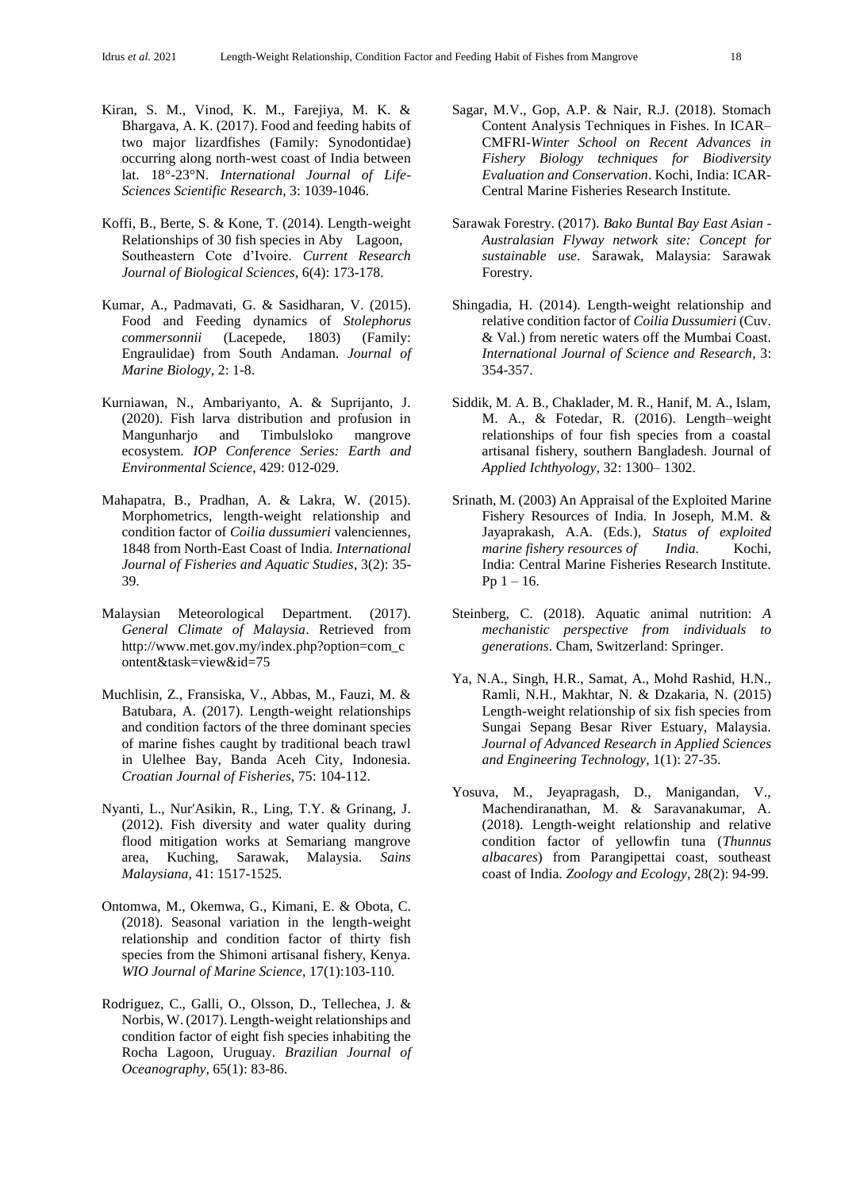Kiran, S. M., Vinod, K. M., Farejiya, M. K. & Bhargava, A. K. (2017). Food and feeding habits of two major lizardfishes (Family: Synodontidae) occurring along north-west coast of India between lat. 18°-23°N. *International Journal of Life-Sciences Scientific Research*, 3: 1039-1046.

Koffi, B., Berte, S. & Kone, T. (2014). Length-weight Relationships of 30 fish species in Aby Lagoon, Southeastern Cote d'Ivoire. *Current Research Journal of Biological Sciences*, 6(4): 173-178.

Kumar, A., Padmavati, G. & Sasidharan, V. (2015). Food and Feeding dynamics of *Stolephorus commersonnii* (Lacepede, 1803) (Family: Engraulidae) from South Andaman. *Journal of Marine Biology*, 2: 1-8.

Kurniawan, N., Ambariyanto, A. & Suprijanto, J. (2020). Fish larva distribution and profusion in Mangunharjo and Timbulsloko mangrove ecosystem. *IOP Conference Series: Earth and Environmental Science*, 429: 012-029.

Mahapatra, B., Pradhan, A. & Lakra, W. (2015). Morphometrics, length-weight relationship and condition factor of *Coilia dussumieri* valenciennes, 1848 from North-East Coast of India. *International Journal of Fisheries and Aquatic Studies*, 3(2): 35-39.

Malaysian Meteorological Department. (2017). *General Climate of Malaysia*. Retrieved from http://www.met.gov.my/index.php?option=com_content&task=view&id=75

Muchlisin, Z., Fransiska, V., Abbas, M., Fauzi, M. & Batubara, A. (2017). Length-weight relationships and condition factors of the three dominant species of marine fishes caught by traditional beach trawl in Ulelhee Bay, Banda Aceh City, Indonesia. *Croatian Journal of Fisheries*, 75: 104-112.

Nyanti, L., Nur'Asikin, R., Ling, T.Y. & Grinang, J. (2012). Fish diversity and water quality during flood mitigation works at Semariang mangrove area, Kuching, Sarawak, Malaysia. *Sains Malaysiana*, 41: 1517-1525.

Ontomwa, M., Okemwa, G., Kimani, E. & Obota, C. (2018). Seasonal variation in the length-weight relationship and condition factor of thirty fish species from the Shimoni artisanal fishery, Kenya. *WIO Journal of Marine Science*, 17(1):103-110.

Rodriguez, C., Galli, O., Olsson, D., Tellechea, J. & Norbis, W. (2017). Length-weight relationships and condition factor of eight fish species inhabiting the Rocha Lagoon, Uruguay. *Brazilian Journal of Oceanography*, 65(1): 83-86.

Sagar, M.V., Gop, A.P. & Nair, R.J. (2018). Stomach Content Analysis Techniques in Fishes. In ICAR–CMFRI-*Winter School on Recent Advances in Fishery Biology techniques for Biodiversity Evaluation and Conservation*. Kochi, India: ICAR-Central Marine Fisheries Research Institute.

Sarawak Forestry. (2017). *Bako Buntal Bay East Asian - Australasian Flyway network site: Concept for sustainable use*. Sarawak, Malaysia: Sarawak Forestry.

Shingadia, H. (2014). Length-weight relationship and relative condition factor of *Coilia Dussumieri* (Cuv. & Val.) from neretic waters off the Mumbai Coast. *International Journal of Science and Research*, 3: 354-357.

Siddik, M. A. B., Chaklader, M. R., Hanif, M. A., Islam, M. A., & Fotedar, R. (2016). Length–weight relationships of four fish species from a coastal artisanal fishery, southern Bangladesh. Journal of *Applied Ichthyology*, 32: 1300– 1302.

Srinath, M. (2003) An Appraisal of the Exploited Marine Fishery Resources of India. In Joseph, M.M. & Jayaprakash, A.A. (Eds.), *Status of exploited marine fishery resources of India.* Kochi, India: Central Marine Fisheries Research Institute. Pp 1 – 16.

Steinberg, C. (2018). Aquatic animal nutrition: *A mechanistic perspective from individuals to generations*. Cham, Switzerland: Springer.

Ya, N.A., Singh, H.R., Samat, A., Mohd Rashid, H.N., Ramli, N.H., Makhtar, N. & Dzakaria, N. (2015) Length-weight relationship of six fish species from Sungai Sepang Besar River Estuary, Malaysia. *Journal of Advanced Research in Applied Sciences and Engineering Technology*, 1(1): 27-35.

Yosuva, M., Jeyapragash, D., Manigandan, V., Machendiranathan, M. & Saravanakumar, A. (2018). Length-weight relationship and relative condition factor of yellowfin tuna (*Thunnus albacares*) from Parangipettai coast, southeast coast of India. *Zoology and Ecology*, 28(2): 94-99.